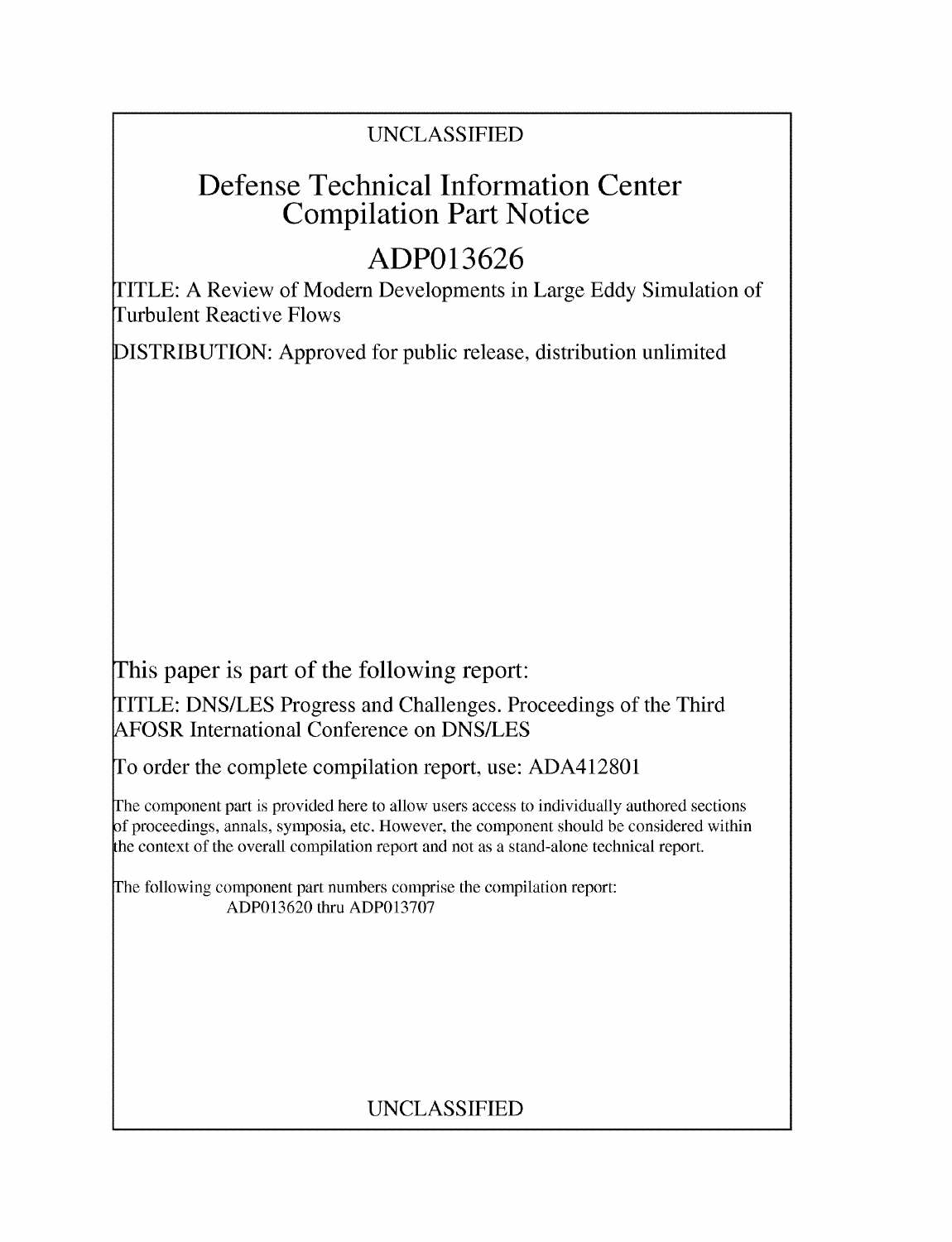UNCLASSIFIED

# Defense Technical Information Center Compilation Part Notice

## ADP013626

TITLE: A Review of Modern Developments in Large Eddy Simulation of Turbulent Reactive Flows

DISTRIBUTION: Approved for public release, distribution unlimited

This paper is part of the following report:

TITLE: DNS/LES Progress and Challenges. Proceedings of the Third AFOSR International Conference on DNS/LES

To order the complete compilation report, use: ADA412801

The component part is provided here to allow users access to individually authored sections of proceedings, annals, symposia, etc. However, the component should be considered within the context of the overall compilation report and not as a stand-alone technical report.

The following component part numbers comprise the compilation report:
ADP013620 thru ADP013707

UNCLASSIFIED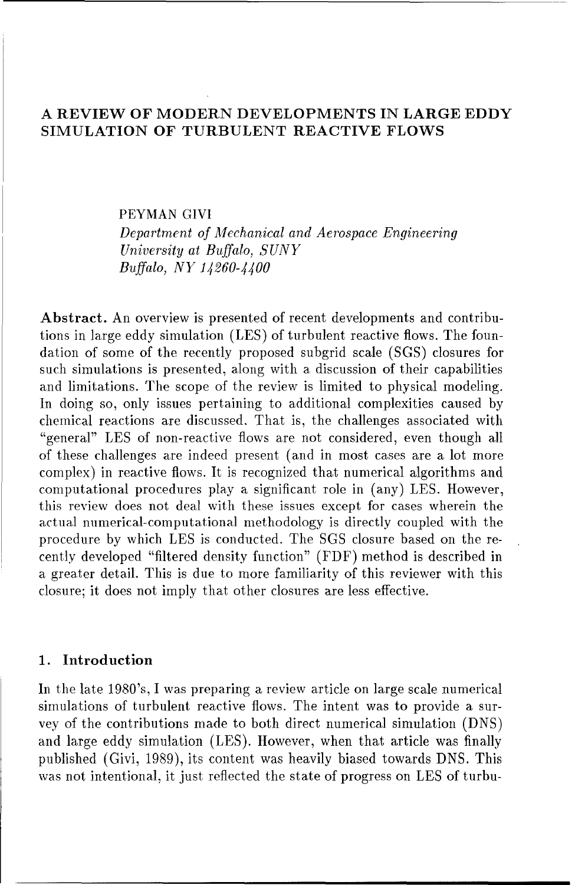# A REVIEW OF MODERN DEVELOPMENTS IN LARGE EDDY SIMULATION OF TURBULENT REACTIVE FLOWS

PEYMAN GIVI
*Department of Mechanical and Aerospace Engineering*
*University at Buffalo, SUNY*
*Buffalo, NY 14260-4400*

**Abstract.** An overview is presented of recent developments and contributions in large eddy simulation (LES) of turbulent reactive flows. The foundation of some of the recently proposed subgrid scale (SGS) closures for such simulations is presented, along with a discussion of their capabilities and limitations. The scope of the review is limited to physical modeling. In doing so, only issues pertaining to additional complexities caused by chemical reactions are discussed. That is, the challenges associated with "general" LES of non-reactive flows are not considered, even though all of these challenges are indeed present (and in most cases are a lot more complex) in reactive flows. It is recognized that numerical algorithms and computational procedures play a significant role in (any) LES. However, this review does not deal with these issues except for cases wherein the actual numerical-computational methodology is directly coupled with the procedure by which LES is conducted. The SGS closure based on the recently developed "filtered density function" (FDF) method is described in a greater detail. This is due to more familiarity of this reviewer with this closure; it does not imply that other closures are less effective.

## 1. Introduction

In the late 1980's, I was preparing a review article on large scale numerical simulations of turbulent reactive flows. The intent was to provide a survey of the contributions made to both direct numerical simulation (DNS) and large eddy simulation (LES). However, when that article was finally published (Givi, 1989), its content was heavily biased towards DNS. This was not intentional, it just reflected the state of progress on LES of turbu-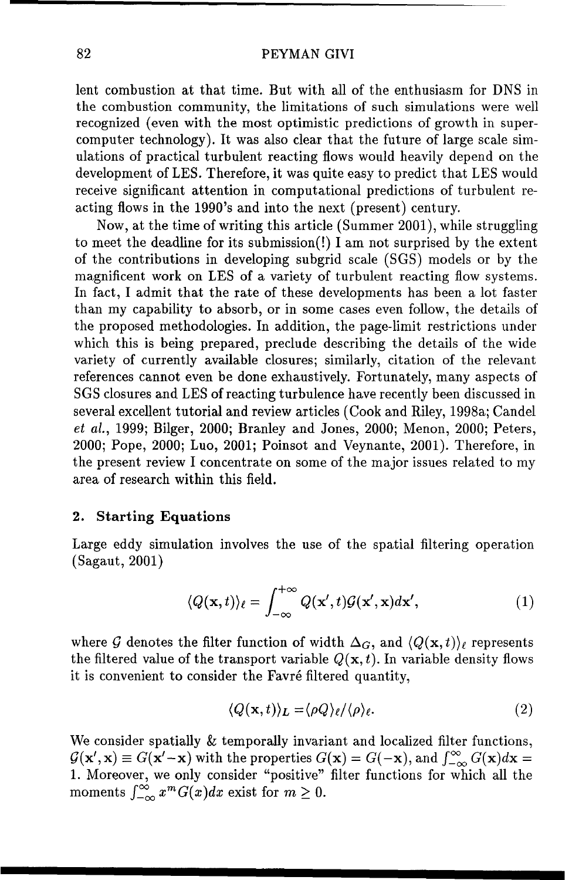lent combustion at that time. But with all of the enthusiasm for DNS in the combustion community, the limitations of such simulations were well recognized (even with the most optimistic predictions of growth in supercomputer technology). It was also clear that the future of large scale simulations of practical turbulent reacting flows would heavily depend on the development of LES. Therefore, it was quite easy to predict that LES would receive significant attention in computational predictions of turbulent reacting flows in the 1990's and into the next (present) century.

Now, at the time of writing this article (Summer 2001), while struggling to meet the deadline for its submission(!) I am not surprised by the extent of the contributions in developing subgrid scale (SGS) models or by the magnificent work on LES of a variety of turbulent reacting flow systems. In fact, I admit that the rate of these developments has been a lot faster than my capability to absorb, or in some cases even follow, the details of the proposed methodologies. In addition, the page-limit restrictions under which this is being prepared, preclude describing the details of the wide variety of currently available closures; similarly, citation of the relevant references cannot even be done exhaustively. Fortunately, many aspects of SGS closures and LES of reacting turbulence have recently been discussed in several excellent tutorial and review articles (Cook and Riley, 1998a; Candel *et al.*, 1999; Bilger, 2000; Branley and Jones, 2000; Menon, 2000; Peters, 2000; Pope, 2000; Luo, 2001; Poinsot and Veynante, 2001). Therefore, in the present review I concentrate on some of the major issues related to my area of research within this field.

## 2. Starting Equations

Large eddy simulation involves the use of the spatial filtering operation (Sagaut, 2001)

$$\langle Q(\mathbf{x},t)\rangle_\ell = \int_{-\infty}^{+\infty} Q(\mathbf{x}',t)\mathcal{G}(\mathbf{x}',\mathbf{x})d\mathbf{x}', \tag{1}$$

where $\mathcal{G}$ denotes the filter function of width $\Delta_G$, and $\langle Q(\mathbf{x},t)\rangle_\ell$ represents the filtered value of the transport variable $Q(\mathbf{x},t)$. In variable density flows it is convenient to consider the Favré filtered quantity,

$$\langle Q(\mathbf{x},t)\rangle_L = \langle \rho Q\rangle_\ell / \langle \rho \rangle_\ell. \tag{2}$$

We consider spatially & temporally invariant and localized filter functions, $\mathcal{G}(\mathbf{x}',\mathbf{x}) \equiv G(\mathbf{x}'-\mathbf{x})$ with the properties $G(\mathbf{x}) = G(-\mathbf{x})$, and $\int_{-\infty}^{\infty} G(\mathbf{x})d\mathbf{x} = 1$. Moreover, we only consider "positive" filter functions for which all the moments $\int_{-\infty}^{\infty} x^m G(x)dx$ exist for $m \geq 0$.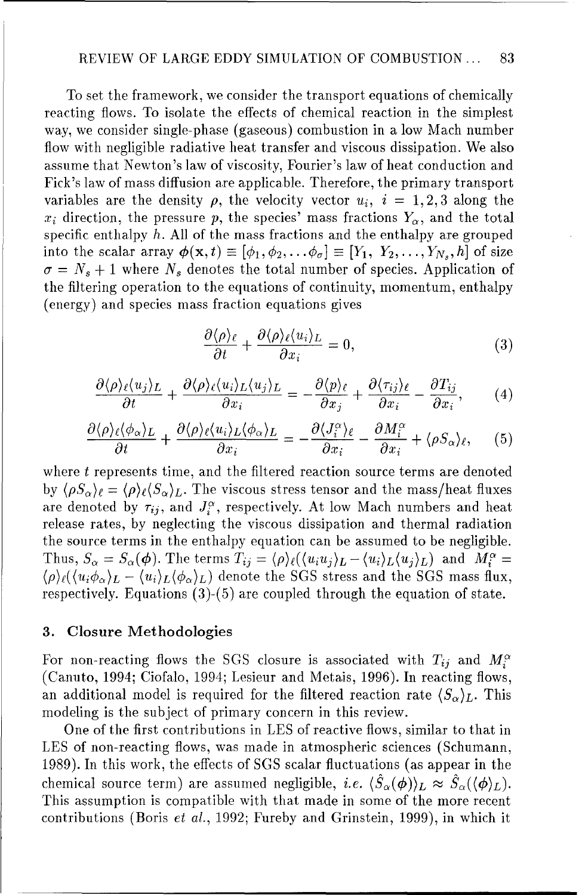To set the framework, we consider the transport equations of chemically reacting flows. To isolate the effects of chemical reaction in the simplest way, we consider single-phase (gaseous) combustion in a low Mach number flow with negligible radiative heat transfer and viscous dissipation. We also assume that Newton's law of viscosity, Fourier's law of heat conduction and Fick's law of mass diffusion are applicable. Therefore, the primary transport variables are the density $\rho$, the velocity vector $u_i$, $i = 1, 2, 3$ along the $x_i$ direction, the pressure $p$, the species' mass fractions $Y_\alpha$, and the total specific enthalpy $h$. All of the mass fractions and the enthalpy are grouped into the scalar array $\boldsymbol{\phi}(\mathbf{x}, t) \equiv [\phi_1, \phi_2, \ldots \phi_\sigma] \equiv [Y_1, Y_2, \ldots, Y_{N_s}, h]$ of size $\sigma = N_s + 1$ where $N_s$ denotes the total number of species. Application of the filtering operation to the equations of continuity, momentum, enthalpy (energy) and species mass fraction equations gives

$$\frac{\partial \langle \rho \rangle_\ell}{\partial t} + \frac{\partial \langle \rho \rangle_\ell \langle u_i \rangle_L}{\partial x_i} = 0, \tag{3}$$

$$\frac{\partial \langle \rho \rangle_\ell \langle u_j \rangle_L}{\partial t} + \frac{\partial \langle \rho \rangle_\ell \langle u_i \rangle_L \langle u_j \rangle_L}{\partial x_i} = -\frac{\partial \langle p \rangle_\ell}{\partial x_j} + \frac{\partial \langle \tau_{ij} \rangle_\ell}{\partial x_i} - \frac{\partial T_{ij}}{\partial x_i}, \tag{4}$$

$$\frac{\partial \langle \rho \rangle_\ell \langle \phi_\alpha \rangle_L}{\partial t} + \frac{\partial \langle \rho \rangle_\ell \langle u_i \rangle_L \langle \phi_\alpha \rangle_L}{\partial x_i} = -\frac{\partial \langle J_i^\alpha \rangle_\ell}{\partial x_i} - \frac{\partial M_i^\alpha}{\partial x_i} + \langle \rho S_\alpha \rangle_\ell, \tag{5}$$

where $t$ represents time, and the filtered reaction source terms are denoted by $\langle \rho S_\alpha \rangle_\ell = \langle \rho \rangle_\ell \langle S_\alpha \rangle_L$. The viscous stress tensor and the mass/heat fluxes are denoted by $\tau_{ij}$, and $J_i^\alpha$, respectively. At low Mach numbers and heat release rates, by neglecting the viscous dissipation and thermal radiation the source terms in the enthalpy equation can be assumed to be negligible. Thus, $S_\alpha = S_\alpha(\boldsymbol{\phi})$. The terms $T_{ij} = \langle \rho \rangle_\ell (\langle u_i u_j \rangle_L - \langle u_i \rangle_L \langle u_j \rangle_L)$ and $M_i^\alpha = \langle \rho \rangle_\ell (\langle u_i \phi_\alpha \rangle_L - \langle u_i \rangle_L \langle \phi_\alpha \rangle_L)$ denote the SGS stress and the SGS mass flux, respectively. Equations (3)-(5) are coupled through the equation of state.

## 3. Closure Methodologies

For non-reacting flows the SGS closure is associated with $T_{ij}$ and $M_i^\alpha$ (Canuto, 1994; Ciofalo, 1994; Lesieur and Metais, 1996). In reacting flows, an additional model is required for the filtered reaction rate $\langle S_\alpha \rangle_L$. This modeling is the subject of primary concern in this review.

One of the first contributions in LES of reactive flows, similar to that in LES of non-reacting flows, was made in atmospheric sciences (Schumann, 1989). In this work, the effects of SGS scalar fluctuations (as appear in the chemical source term) are assumed negligible, *i.e.* $\langle \hat{S}_\alpha(\boldsymbol{\phi}) \rangle_L \approx \hat{S}_\alpha(\langle \boldsymbol{\phi} \rangle_L)$. This assumption is compatible with that made in some of the more recent contributions (Boris *et al.*, 1992; Fureby and Grinstein, 1999), in which it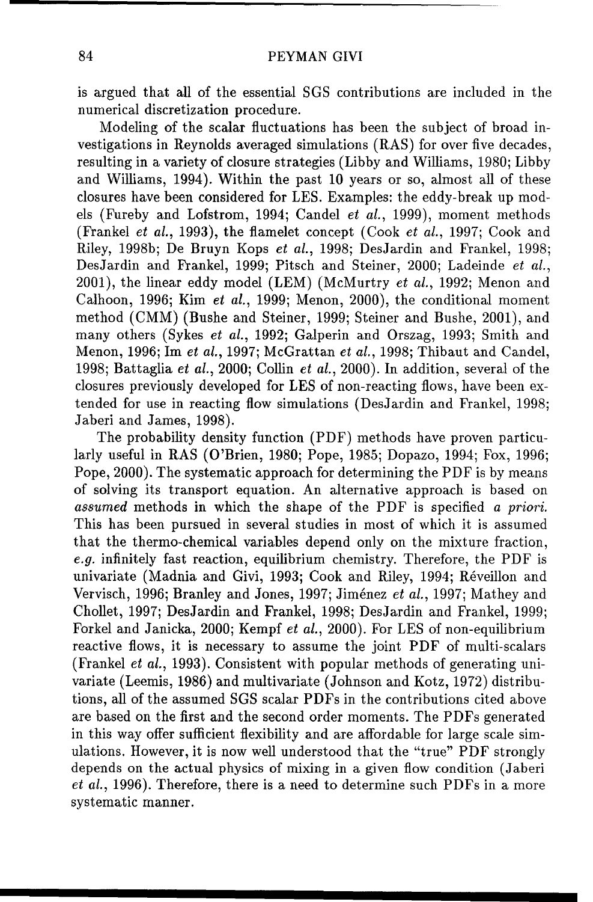is argued that all of the essential SGS contributions are included in the numerical discretization procedure.

Modeling of the scalar fluctuations has been the subject of broad investigations in Reynolds averaged simulations (RAS) for over five decades, resulting in a variety of closure strategies (Libby and Williams, 1980; Libby and Williams, 1994). Within the past 10 years or so, almost all of these closures have been considered for LES. Examples: the eddy-break up models (Fureby and Lofstrom, 1994; Candel *et al.*, 1999), moment methods (Frankel *et al.*, 1993), the flamelet concept (Cook *et al.*, 1997; Cook and Riley, 1998b; De Bruyn Kops *et al.*, 1998; DesJardin and Frankel, 1998; DesJardin and Frankel, 1999; Pitsch and Steiner, 2000; Ladeinde *et al.*, 2001), the linear eddy model (LEM) (McMurtry *et al.*, 1992; Menon and Calhoon, 1996; Kim *et al.*, 1999; Menon, 2000), the conditional moment method (CMM) (Bushe and Steiner, 1999; Steiner and Bushe, 2001), and many others (Sykes *et al.*, 1992; Galperin and Orszag, 1993; Smith and Menon, 1996; Im *et al.*, 1997; McGrattan *et al.*, 1998; Thibaut and Candel, 1998; Battaglia *et al.*, 2000; Collin *et al.*, 2000). In addition, several of the closures previously developed for LES of non-reacting flows, have been extended for use in reacting flow simulations (DesJardin and Frankel, 1998; Jaberi and James, 1998).

The probability density function (PDF) methods have proven particularly useful in RAS (O'Brien, 1980; Pope, 1985; Dopazo, 1994; Fox, 1996; Pope, 2000). The systematic approach for determining the PDF is by means of solving its transport equation. An alternative approach is based on *assumed* methods in which the shape of the PDF is specified *a priori*. This has been pursued in several studies in most of which it is assumed that the thermo-chemical variables depend only on the mixture fraction, *e.g.* infinitely fast reaction, equilibrium chemistry. Therefore, the PDF is univariate (Madnia and Givi, 1993; Cook and Riley, 1994; Réveillon and Vervisch, 1996; Branley and Jones, 1997; Jiménez *et al.*, 1997; Mathey and Chollet, 1997; DesJardin and Frankel, 1998; DesJardin and Frankel, 1999; Forkel and Janicka, 2000; Kempf *et al.*, 2000). For LES of non-equilibrium reactive flows, it is necessary to assume the joint PDF of multi-scalars (Frankel *et al.*, 1993). Consistent with popular methods of generating univariate (Leemis, 1986) and multivariate (Johnson and Kotz, 1972) distributions, all of the assumed SGS scalar PDFs in the contributions cited above are based on the first and the second order moments. The PDFs generated in this way offer sufficient flexibility and are affordable for large scale simulations. However, it is now well understood that the "true" PDF strongly depends on the actual physics of mixing in a given flow condition (Jaberi *et al.*, 1996). Therefore, there is a need to determine such PDFs in a more systematic manner.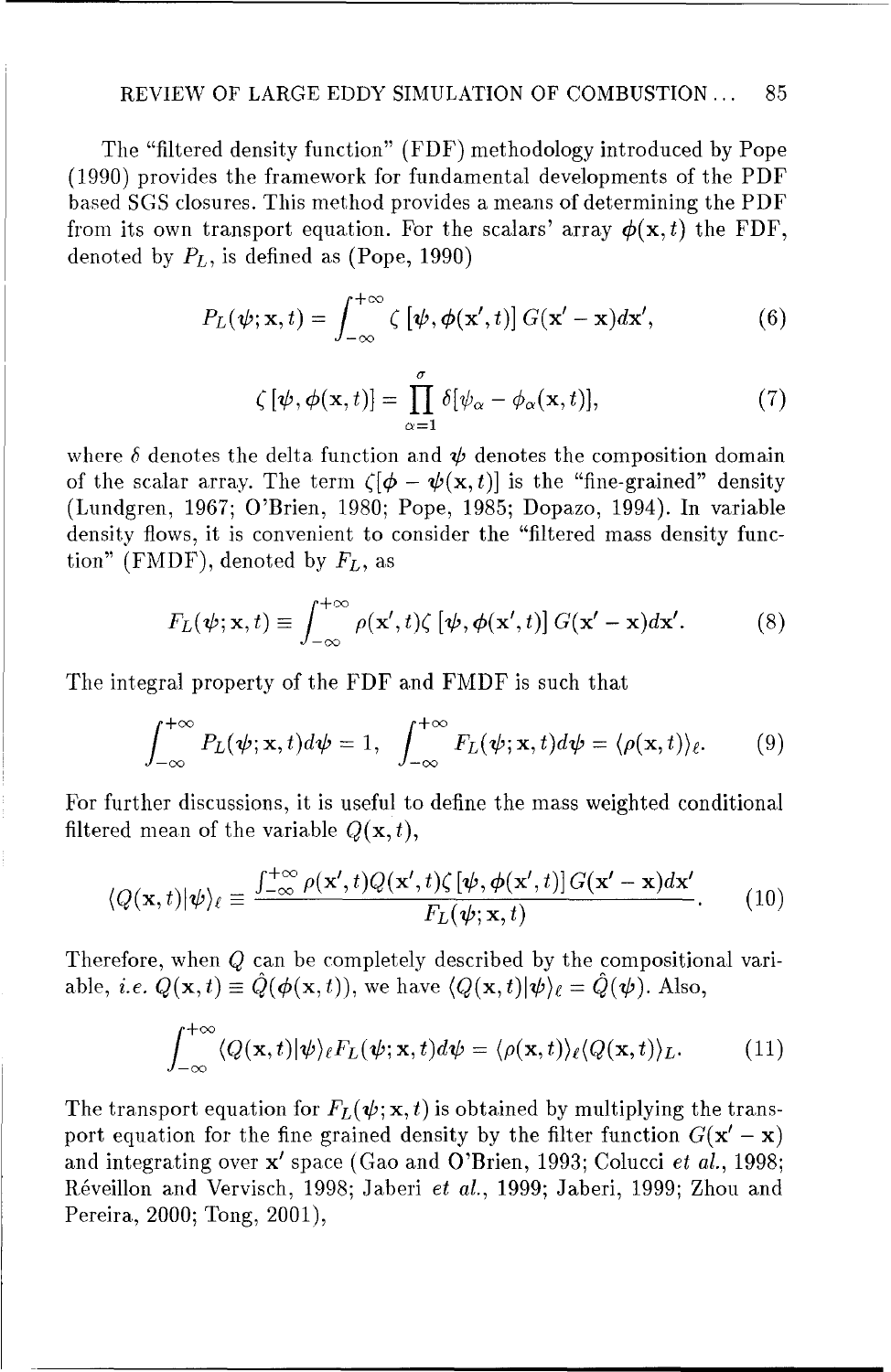The "filtered density function" (FDF) methodology introduced by Pope (1990) provides the framework for fundamental developments of the PDF based SGS closures. This method provides a means of determining the PDF from its own transport equation. For the scalars' array $\boldsymbol{\phi}(\mathbf{x},t)$ the FDF, denoted by $P_L$, is defined as (Pope, 1990)

$$P_L(\boldsymbol{\psi};\mathbf{x},t) = \int_{-\infty}^{+\infty} \zeta\left[\boldsymbol{\psi},\boldsymbol{\phi}(\mathbf{x}',t)\right] G(\mathbf{x}'-\mathbf{x})d\mathbf{x}', \tag{6}$$

$$\zeta\left[\boldsymbol{\psi},\boldsymbol{\phi}(\mathbf{x},t)\right] = \prod_{\alpha=1}^{\sigma} \delta[\psi_\alpha - \phi_\alpha(\mathbf{x},t)], \tag{7}$$

where $\delta$ denotes the delta function and $\boldsymbol{\psi}$ denotes the composition domain of the scalar array. The term $\zeta[\boldsymbol{\phi}-\boldsymbol{\psi}(\mathbf{x},t)]$ is the "fine-grained" density (Lundgren, 1967; O'Brien, 1980; Pope, 1985; Dopazo, 1994). In variable density flows, it is convenient to consider the "filtered mass density function" (FMDF), denoted by $F_L$, as

$$F_L(\boldsymbol{\psi};\mathbf{x},t) \equiv \int_{-\infty}^{+\infty} \rho(\mathbf{x}',t)\zeta\left[\boldsymbol{\psi},\boldsymbol{\phi}(\mathbf{x}',t)\right] G(\mathbf{x}'-\mathbf{x})d\mathbf{x}'. \tag{8}$$

The integral property of the FDF and FMDF is such that

$$\int_{-\infty}^{+\infty} P_L(\boldsymbol{\psi};\mathbf{x},t)d\boldsymbol{\psi} = 1, \quad \int_{-\infty}^{+\infty} F_L(\boldsymbol{\psi};\mathbf{x},t)d\boldsymbol{\psi} = \langle\rho(\mathbf{x},t)\rangle_\ell. \tag{9}$$

For further discussions, it is useful to define the mass weighted conditional filtered mean of the variable $Q(\mathbf{x},t)$,

$$\langle Q(\mathbf{x},t)|\boldsymbol{\psi}\rangle_\ell \equiv \frac{\int_{-\infty}^{+\infty} \rho(\mathbf{x}',t)Q(\mathbf{x}',t)\zeta\left[\boldsymbol{\psi},\boldsymbol{\phi}(\mathbf{x}',t)\right] G(\mathbf{x}'-\mathbf{x})d\mathbf{x}'}{F_L(\boldsymbol{\psi};\mathbf{x},t)}. \tag{10}$$

Therefore, when $Q$ can be completely described by the compositional variable, *i.e.* $Q(\mathbf{x},t) \equiv \hat{Q}(\boldsymbol{\phi}(\mathbf{x},t))$, we have $\langle Q(\mathbf{x},t)|\boldsymbol{\psi}\rangle_\ell = \hat{Q}(\boldsymbol{\psi})$. Also,

$$\int_{-\infty}^{+\infty} \langle Q(\mathbf{x},t)|\boldsymbol{\psi}\rangle_\ell F_L(\boldsymbol{\psi};\mathbf{x},t)d\boldsymbol{\psi} = \langle\rho(\mathbf{x},t)\rangle_\ell\langle Q(\mathbf{x},t)\rangle_L. \tag{11}$$

The transport equation for $F_L(\boldsymbol{\psi};\mathbf{x},t)$ is obtained by multiplying the transport equation for the fine grained density by the filter function $G(\mathbf{x}'-\mathbf{x})$ and integrating over $\mathbf{x}'$ space (Gao and O'Brien, 1993; Colucci *et al.*, 1998; Réveillon and Vervisch, 1998; Jaberi *et al.*, 1999; Jaberi, 1999; Zhou and Pereira, 2000; Tong, 2001),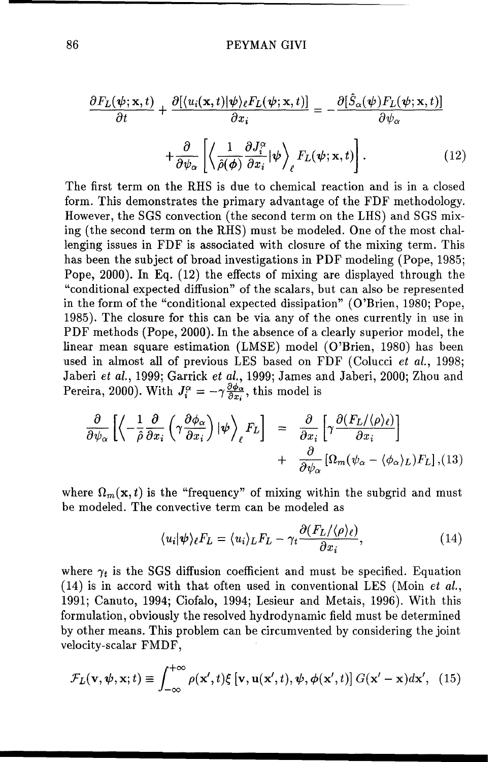$$
\frac{\partial F_L(\boldsymbol{\psi};\mathbf{x},t)}{\partial t} + \frac{\partial[\langle u_i(\mathbf{x},t)|\boldsymbol{\psi}\rangle_\ell F_L(\boldsymbol{\psi};\mathbf{x},t)]}{\partial x_i} = -\frac{\partial[\hat{S}_\alpha(\boldsymbol{\psi})F_L(\boldsymbol{\psi};\mathbf{x},t)]}{\partial \psi_\alpha}
$$

$$
+\frac{\partial}{\partial \psi_\alpha}\left[\left\langle \frac{1}{\hat{\rho}(\boldsymbol{\phi})}\frac{\partial J_i^\alpha}{\partial x_i}|\boldsymbol{\psi}\right\rangle_\ell F_L(\boldsymbol{\psi};\mathbf{x},t)\right]. \qquad (12)
$$

The first term on the RHS is due to chemical reaction and is in a closed form. This demonstrates the primary advantage of the FDF methodology. However, the SGS convection (the second term on the LHS) and SGS mixing (the second term on the RHS) must be modeled. One of the most challenging issues in FDF is associated with closure of the mixing term. This has been the subject of broad investigations in PDF modeling (Pope, 1985; Pope, 2000). In Eq. (12) the effects of mixing are displayed through the "conditional expected diffusion" of the scalars, but can also be represented in the form of the "conditional expected dissipation" (O'Brien, 1980; Pope, 1985). The closure for this can be via any of the ones currently in use in PDF methods (Pope, 2000). In the absence of a clearly superior model, the linear mean square estimation (LMSE) model (O'Brien, 1980) has been used in almost all of previous LES based on FDF (Colucci *et al.*, 1998; Jaberi *et al.*, 1999; Garrick *et al.*, 1999; James and Jaberi, 2000; Zhou and Pereira, 2000). With $J_i^\alpha = -\gamma\frac{\partial \phi_\alpha}{\partial x_i}$, this model is

$$
\frac{\partial}{\partial \psi_\alpha}\left[\left\langle -\frac{1}{\hat{\rho}}\frac{\partial}{\partial x_i}\left(\gamma\frac{\partial \phi_\alpha}{\partial x_i}\right)|\boldsymbol{\psi}\right\rangle_\ell F_L\right] = \frac{\partial}{\partial x_i}\left[\gamma\frac{\partial(F_L/\langle\rho\rangle_\ell)}{\partial x_i}\right] + \frac{\partial}{\partial \psi_\alpha}\left[\Omega_m(\psi_\alpha - \langle\phi_\alpha\rangle_L)F_L\right], \qquad (13)
$$

where $\Omega_m(\mathbf{x},t)$ is the "frequency" of mixing within the subgrid and must be modeled. The convective term can be modeled as

$$
\langle u_i|\boldsymbol{\psi}\rangle_\ell F_L = \langle u_i\rangle_L F_L - \gamma_t\frac{\partial(F_L/\langle\rho\rangle_\ell)}{\partial x_i}, \qquad (14)
$$

where $\gamma_t$ is the SGS diffusion coefficient and must be specified. Equation (14) is in accord with that often used in conventional LES (Moin *et al.*, 1991; Canuto, 1994; Ciofalo, 1994; Lesieur and Metais, 1996). With this formulation, obviously the resolved hydrodynamic field must be determined by other means. This problem can be circumvented by considering the joint velocity-scalar FMDF,

$$
\mathcal{F}_L(\mathbf{v},\boldsymbol{\psi},\mathbf{x};t) \equiv \int_{-\infty}^{+\infty} \rho(\mathbf{x}',t)\xi\left[\mathbf{v},\mathbf{u}(\mathbf{x}',t),\boldsymbol{\psi},\boldsymbol{\phi}(\mathbf{x}',t)\right]G(\mathbf{x}'-\mathbf{x})d\mathbf{x}', \quad (15)
$$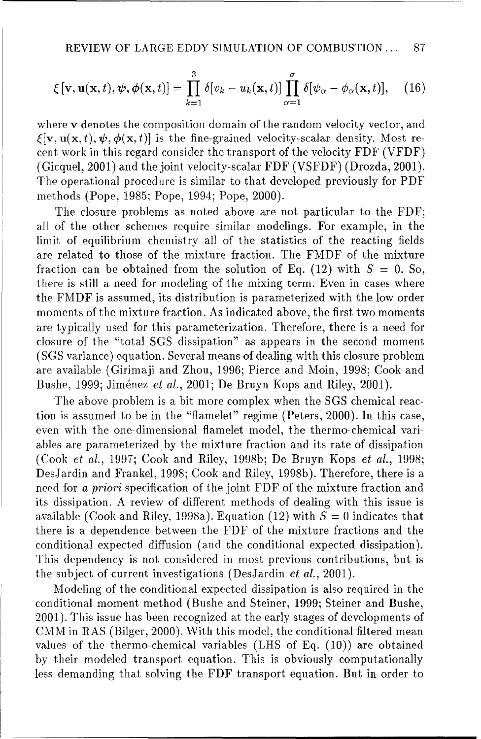$$\xi\left[\mathbf{v}, \mathbf{u}(\mathbf{x}, t), \boldsymbol{\psi}, \boldsymbol{\phi}(\mathbf{x}, t)\right] = \prod_{k=1}^{3} \delta[v_k - u_k(\mathbf{x}, t)] \prod_{\alpha=1}^{\sigma} \delta[\psi_\alpha - \phi_\alpha(\mathbf{x}, t)], \quad (16)$$

where $\mathbf{v}$ denotes the composition domain of the random velocity vector, and $\xi[\mathbf{v}, \mathbf{u}(\mathbf{x}, t), \boldsymbol{\psi}, \boldsymbol{\phi}(\mathbf{x}, t)]$ is the fine-grained velocity-scalar density. Most recent work in this regard consider the transport of the velocity FDF (VFDF) (Gicquel, 2001) and the joint velocity-scalar FDF (VSFDF) (Drozda, 2001). The operational procedure is similar to that developed previously for PDF methods (Pope, 1985; Pope, 1994; Pope, 2000).

The closure problems as noted above are not particular to the FDF; all of the other schemes require similar modelings. For example, in the limit of equilibrium chemistry all of the statistics of the reacting fields are related to those of the mixture fraction. The FMDF of the mixture fraction can be obtained from the solution of Eq. (12) with $S = 0$. So, there is still a need for modeling of the mixing term. Even in cases where the FMDF is assumed, its distribution is parameterized with the low order moments of the mixture fraction. As indicated above, the first two moments are typically used for this parameterization. Therefore, there is a need for closure of the "total SGS dissipation" as appears in the second moment (SGS variance) equation. Several means of dealing with this closure problem are available (Girimaji and Zhou, 1996; Pierce and Moin, 1998; Cook and Bushe, 1999; Jiménez *et al.*, 2001; De Bruyn Kops and Riley, 2001).

The above problem is a bit more complex when the SGS chemical reaction is assumed to be in the "flamelet" regime (Peters, 2000). In this case, even with the one-dimensional flamelet model, the thermo-chemical variables are parameterized by the mixture fraction and its rate of dissipation (Cook *et al.*, 1997; Cook and Riley, 1998b; De Bruyn Kops *et al.*, 1998; DesJardin and Frankel, 1998; Cook and Riley, 1998b). Therefore, there is a need for *a priori* specification of the joint FDF of the mixture fraction and its dissipation. A review of different methods of dealing with this issue is available (Cook and Riley, 1998a). Equation (12) with $S = 0$ indicates that there is a dependence between the FDF of the mixture fractions and the conditional expected diffusion (and the conditional expected dissipation). This dependency is not considered in most previous contributions, but is the subject of current investigations (DesJardin *et al.*, 2001).

Modeling of the conditional expected dissipation is also required in the conditional moment method (Bushe and Steiner, 1999; Steiner and Bushe, 2001). This issue has been recognized at the early stages of developments of CMM in RAS (Bilger, 2000). With this model, the conditional filtered mean values of the thermo-chemical variables (LHS of Eq. (10)) are obtained by their modeled transport equation. This is obviously computationally less demanding that solving the FDF transport equation. But in order to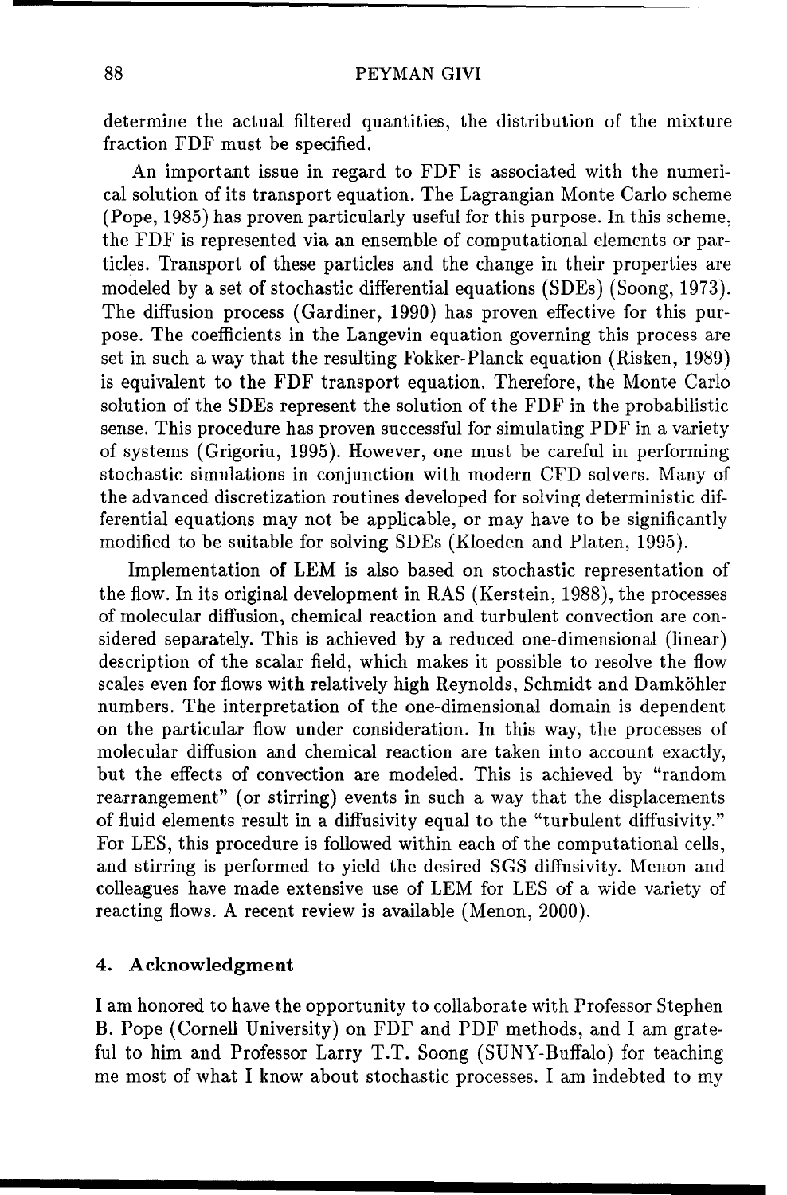determine the actual filtered quantities, the distribution of the mixture fraction FDF must be specified.

An important issue in regard to FDF is associated with the numerical solution of its transport equation. The Lagrangian Monte Carlo scheme (Pope, 1985) has proven particularly useful for this purpose. In this scheme, the FDF is represented via an ensemble of computational elements or particles. Transport of these particles and the change in their properties are modeled by a set of stochastic differential equations (SDEs) (Soong, 1973). The diffusion process (Gardiner, 1990) has proven effective for this purpose. The coefficients in the Langevin equation governing this process are set in such a way that the resulting Fokker-Planck equation (Risken, 1989) is equivalent to the FDF transport equation. Therefore, the Monte Carlo solution of the SDEs represent the solution of the FDF in the probabilistic sense. This procedure has proven successful for simulating PDF in a variety of systems (Grigoriu, 1995). However, one must be careful in performing stochastic simulations in conjunction with modern CFD solvers. Many of the advanced discretization routines developed for solving deterministic differential equations may not be applicable, or may have to be significantly modified to be suitable for solving SDEs (Kloeden and Platen, 1995).

Implementation of LEM is also based on stochastic representation of the flow. In its original development in RAS (Kerstein, 1988), the processes of molecular diffusion, chemical reaction and turbulent convection are considered separately. This is achieved by a reduced one-dimensional (linear) description of the scalar field, which makes it possible to resolve the flow scales even for flows with relatively high Reynolds, Schmidt and Damköhler numbers. The interpretation of the one-dimensional domain is dependent on the particular flow under consideration. In this way, the processes of molecular diffusion and chemical reaction are taken into account exactly, but the effects of convection are modeled. This is achieved by "random rearrangement" (or stirring) events in such a way that the displacements of fluid elements result in a diffusivity equal to the "turbulent diffusivity." For LES, this procedure is followed within each of the computational cells, and stirring is performed to yield the desired SGS diffusivity. Menon and colleagues have made extensive use of LEM for LES of a wide variety of reacting flows. A recent review is available (Menon, 2000).

## 4. Acknowledgment

I am honored to have the opportunity to collaborate with Professor Stephen B. Pope (Cornell University) on FDF and PDF methods, and I am grateful to him and Professor Larry T.T. Soong (SUNY-Buffalo) for teaching me most of what I know about stochastic processes. I am indebted to my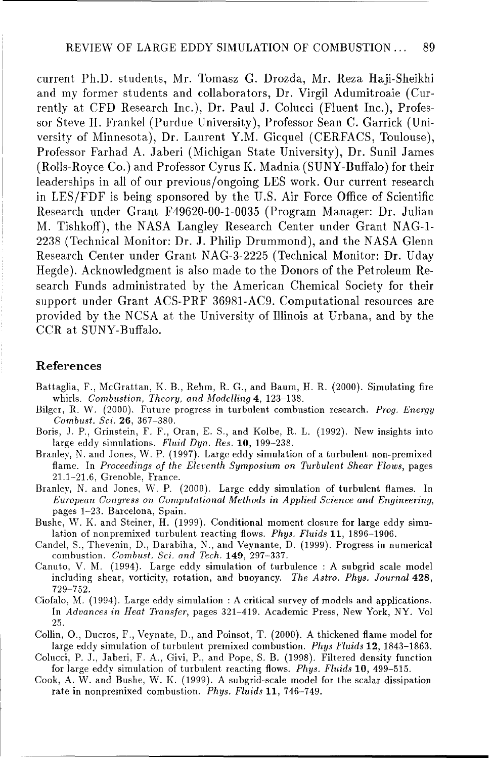current Ph.D. students, Mr. Tomasz G. Drozda, Mr. Reza Haji-Sheikhi and my former students and collaborators, Dr. Virgil Adumitroaie (Currently at CFD Research Inc.), Dr. Paul J. Colucci (Fluent Inc.), Professor Steve H. Frankel (Purdue University), Professor Sean C. Garrick (University of Minnesota), Dr. Laurent Y.M. Gicquel (CERFACS, Toulouse), Professor Farhad A. Jaberi (Michigan State University), Dr. Sunil James (Rolls-Royce Co.) and Professor Cyrus K. Madnia (SUNY-Buffalo) for their leaderships in all of our previous/ongoing LES work. Our current research in LES/FDF is being sponsored by the U.S. Air Force Office of Scientific Research under Grant F49620-00-1-0035 (Program Manager: Dr. Julian M. Tishkoff), the NASA Langley Research Center under Grant NAG-1-2238 (Technical Monitor: Dr. J. Philip Drummond), and the NASA Glenn Research Center under Grant NAG-3-2225 (Technical Monitor: Dr. Uday Hegde). Acknowledgment is also made to the Donors of the Petroleum Research Funds administrated by the American Chemical Society for their support under Grant ACS-PRF 36981-AC9. Computational resources are provided by the NCSA at the University of Illinois at Urbana, and by the CCR at SUNY-Buffalo.

## References

Battaglia, F., McGrattan, K. B., Rehm, R. G., and Baum, H. R. (2000). Simulating fire whirls. *Combustion, Theory, and Modelling* **4**, 123–138.

Bilger, R. W. (2000). Future progress in turbulent combustion research. *Prog. Energy Combust. Sci.* **26**, 367–380.

Boris, J. P., Grinstein, F. F., Oran, E. S., and Kolbe, R. L. (1992). New insights into large eddy simulations. *Fluid Dyn. Res.* **10**, 199–238.

Branley, N. and Jones, W. P. (1997). Large eddy simulation of a turbulent non-premixed flame. In *Proceedings of the Eleventh Symposium on Turbulent Shear Flows*, pages 21.1–21.6, Grenoble, France.

Branley, N. and Jones, W. P. (2000). Large eddy simulation of turbulent flames. In *European Congress on Computational Methods in Applied Science and Engineering*, pages 1–23. Barcelona, Spain.

Bushe, W. K. and Steiner, H. (1999). Conditional moment closure for large eddy simulation of nonpremixed turbulent reacting flows. *Phys. Fluids* **11**, 1896–1906.

Candel, S., Thevenin, D., Darabiha, N., and Veynante, D. (1999). Progress in numerical combustion. *Combust. Sci. and Tech.* **149**, 297–337.

Canuto, V. M. (1994). Large eddy simulation of turbulence : A subgrid scale model including shear, vorticity, rotation, and buoyancy. *The Astro. Phys. Journal* **428**, 729–752.

Ciofalo, M. (1994). Large eddy simulation : A critical survey of models and applications. In *Advances in Heat Transfer*, pages 321–419. Academic Press, New York, NY. Vol 25.

Collin, O., Ducros, F., Veynate, D., and Poinsot, T. (2000). A thickened flame model for large eddy simulation of turbulent premixed combustion. *Phys Fluids* **12**, 1843–1863.

Colucci, P. J., Jaberi, F. A., Givi, P., and Pope, S. B. (1998). Filtered density function for large eddy simulation of turbulent reacting flows. *Phys. Fluids* **10**, 499–515.

Cook, A. W. and Bushe, W. K. (1999). A subgrid-scale model for the scalar dissipation rate in nonpremixed combustion. *Phys. Fluids* **11**, 746–749.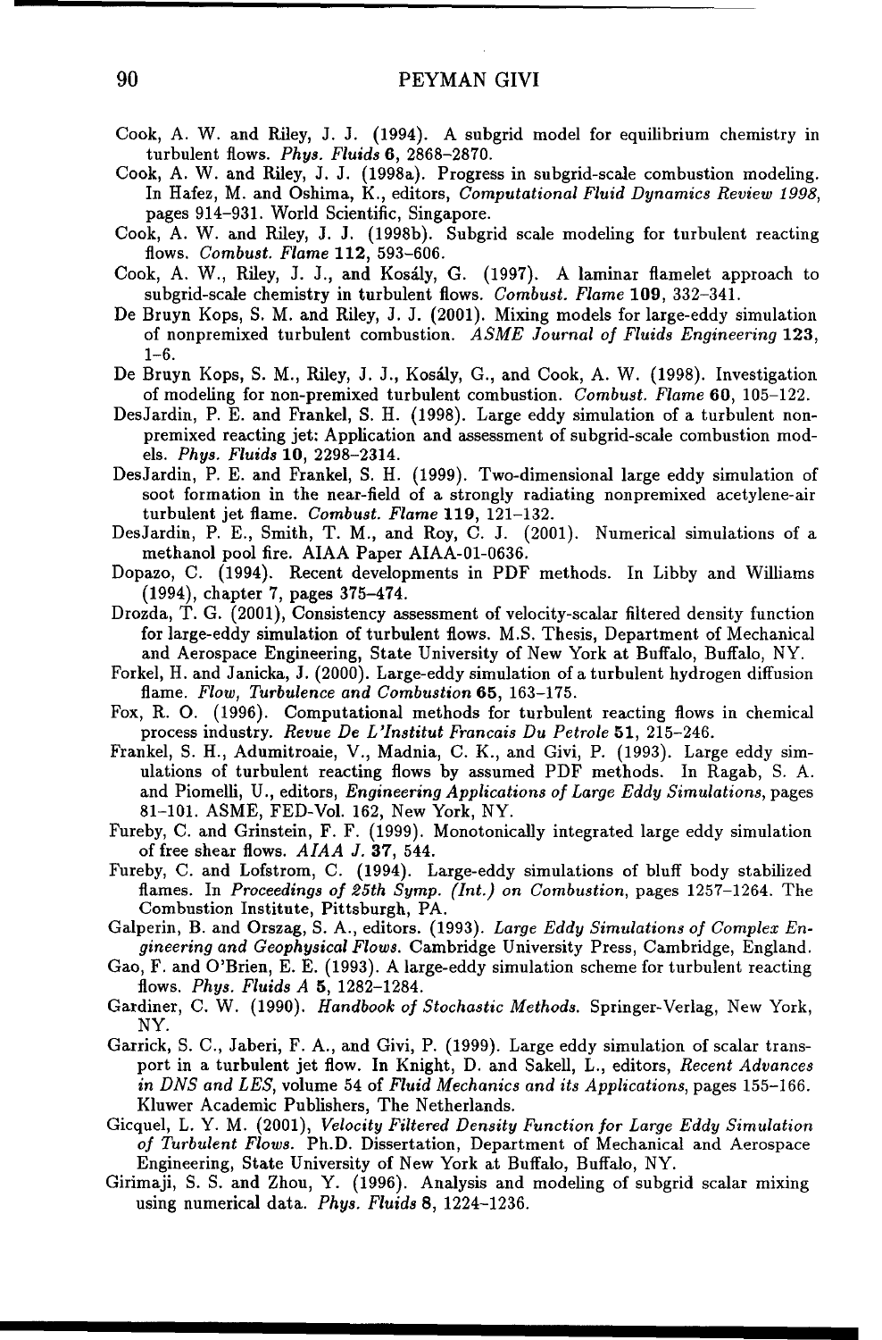Cook, A. W. and Riley, J. J. (1994). A subgrid model for equilibrium chemistry in turbulent flows. *Phys. Fluids* **6**, 2868–2870.

Cook, A. W. and Riley, J. J. (1998a). Progress in subgrid-scale combustion modeling. In Hafez, M. and Oshima, K., editors, *Computational Fluid Dynamics Review 1998*, pages 914–931. World Scientific, Singapore.

Cook, A. W. and Riley, J. J. (1998b). Subgrid scale modeling for turbulent reacting flows. *Combust. Flame* **112**, 593–606.

Cook, A. W., Riley, J. J., and Kosály, G. (1997). A laminar flamelet approach to subgrid-scale chemistry in turbulent flows. *Combust. Flame* **109**, 332–341.

De Bruyn Kops, S. M. and Riley, J. J. (2001). Mixing models for large-eddy simulation of nonpremixed turbulent combustion. *ASME Journal of Fluids Engineering* **123**, 1–6.

De Bruyn Kops, S. M., Riley, J. J., Kosály, G., and Cook, A. W. (1998). Investigation of modeling for non-premixed turbulent combustion. *Combust. Flame* **60**, 105–122.

DesJardin, P. E. and Frankel, S. H. (1998). Large eddy simulation of a turbulent nonpremixed reacting jet: Application and assessment of subgrid-scale combustion models. *Phys. Fluids* **10**, 2298–2314.

DesJardin, P. E. and Frankel, S. H. (1999). Two-dimensional large eddy simulation of soot formation in the near-field of a strongly radiating nonpremixed acetylene-air turbulent jet flame. *Combust. Flame* **119**, 121–132.

DesJardin, P. E., Smith, T. M., and Roy, C. J. (2001). Numerical simulations of a methanol pool fire. AIAA Paper AIAA-01-0636.

Dopazo, C. (1994). Recent developments in PDF methods. In Libby and Williams (1994), chapter 7, pages 375–474.

Drozda, T. G. (2001), Consistency assessment of velocity-scalar filtered density function for large-eddy simulation of turbulent flows. M.S. Thesis, Department of Mechanical and Aerospace Engineering, State University of New York at Buffalo, Buffalo, NY.

Forkel, H. and Janicka, J. (2000). Large-eddy simulation of a turbulent hydrogen diffusion flame. *Flow, Turbulence and Combustion* **65**, 163–175.

Fox, R. O. (1996). Computational methods for turbulent reacting flows in chemical process industry. *Revue De L'Institut Francais Du Petrole* **51**, 215–246.

Frankel, S. H., Adumitroaie, V., Madnia, C. K., and Givi, P. (1993). Large eddy simulations of turbulent reacting flows by assumed PDF methods. In Ragab, S. A. and Piomelli, U., editors, *Engineering Applications of Large Eddy Simulations*, pages 81–101. ASME, FED-Vol. 162, New York, NY.

Fureby, C. and Grinstein, F. F. (1999). Monotonically integrated large eddy simulation of free shear flows. *AIAA J.* **37**, 544.

Fureby, C. and Lofstrom, C. (1994). Large-eddy simulations of bluff body stabilized flames. In *Proceedings of 25th Symp. (Int.) on Combustion*, pages 1257–1264. The Combustion Institute, Pittsburgh, PA.

Galperin, B. and Orszag, S. A., editors. (1993). *Large Eddy Simulations of Complex Engineering and Geophysical Flows.* Cambridge University Press, Cambridge, England.

Gao, F. and O'Brien, E. E. (1993). A large-eddy simulation scheme for turbulent reacting flows. *Phys. Fluids A* **5**, 1282–1284.

Gardiner, C. W. (1990). *Handbook of Stochastic Methods.* Springer-Verlag, New York, NY.

Garrick, S. C., Jaberi, F. A., and Givi, P. (1999). Large eddy simulation of scalar transport in a turbulent jet flow. In Knight, D. and Sakell, L., editors, *Recent Advances in DNS and LES*, volume 54 of *Fluid Mechanics and its Applications*, pages 155–166. Kluwer Academic Publishers, The Netherlands.

Gicquel, L. Y. M. (2001), *Velocity Filtered Density Function for Large Eddy Simulation of Turbulent Flows.* Ph.D. Dissertation, Department of Mechanical and Aerospace Engineering, State University of New York at Buffalo, Buffalo, NY.

Girimaji, S. S. and Zhou, Y. (1996). Analysis and modeling of subgrid scalar mixing using numerical data. *Phys. Fluids* **8**, 1224–1236.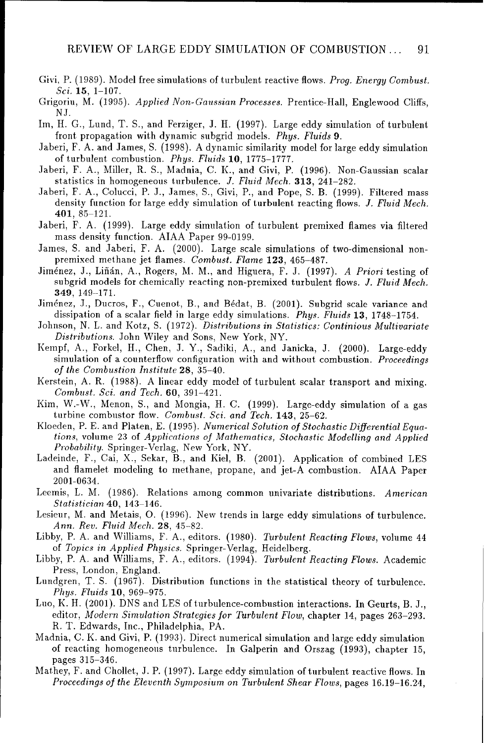Givi, P. (1989). Model free simulations of turbulent reactive flows. *Prog. Energy Combust. Sci.* **15**, 1–107.

Grigoriu, M. (1995). *Applied Non-Gaussian Processes*. Prentice-Hall, Englewood Cliffs, NJ.

Im, H. G., Lund, T. S., and Ferziger, J. H. (1997). Large eddy simulation of turbulent front propagation with dynamic subgrid models. *Phys. Fluids* **9**.

Jaberi, F. A. and James, S. (1998). A dynamic similarity model for large eddy simulation of turbulent combustion. *Phys. Fluids* **10**, 1775–1777.

Jaberi, F. A., Miller, R. S., Madnia, C. K., and Givi, P. (1996). Non-Gaussian scalar statistics in homogeneous turbulence. *J. Fluid Mech.* **313**, 241–282.

Jaberi, F. A., Colucci, P. J., James, S., Givi, P., and Pope, S. B. (1999). Filtered mass density function for large eddy simulation of turbulent reacting flows. *J. Fluid Mech.* **401**, 85–121.

Jaberi, F. A. (1999). Large eddy simulation of turbulent premixed flames via filtered mass density function. AIAA Paper 99-0199.

James, S. and Jaberi, F. A. (2000). Large scale simulations of two-dimensional non-premixed methane jet flames. *Combust. Flame* **123**, 465–487.

Jiménez, J., Liñán, A., Rogers, M. M., and Higuera, F. J. (1997). *A Priori* testing of subgrid models for chemically reacting non-premixed turbulent flows. *J. Fluid Mech.* **349**, 149–171.

Jiménez, J., Ducros, F., Cuenot, B., and Bédat, B. (2001). Subgrid scale variance and dissipation of a scalar field in large eddy simulations. *Phys. Fluids* **13**, 1748–1754.

Johnson, N. L. and Kotz, S. (1972). *Distributions in Statistics: Continious Multivariate Distributions*. John Wiley and Sons, New York, NY.

Kempf, A., Forkel, H., Chen, J. Y., Sadiki, A., and Janicka, J. (2000). Large-eddy simulation of a counterflow configuration with and without combustion. *Proceedings of the Combustion Institute* **28**, 35–40.

Kerstein, A. R. (1988). A linear eddy model of turbulent scalar transport and mixing. *Combust. Sci. and Tech.* **60**, 391–421.

Kim, W.-W., Menon, S., and Mongia, H. C. (1999). Large-eddy simulation of a gas turbine combustor flow. *Combust. Sci. and Tech.* **143**, 25–62.

Kloeden, P. E. and Platen, E. (1995). *Numerical Solution of Stochastic Differential Equations*, volume 23 of *Applications of Mathematics, Stochastic Modelling and Applied Probability*. Springer-Verlag, New York, NY.

Ladeinde, F., Cai, X., Sekar, B., and Kiel, B. (2001). Application of combined LES and flamelet modeling to methane, propane, and jet-A combustion. AIAA Paper 2001-0634.

Leemis, L. M. (1986). Relations among common univariate distributions. *American Statistician* **40**, 143–146.

Lesieur, M. and Metais, O. (1996). New trends in large eddy simulations of turbulence. *Ann. Rev. Fluid Mech.* **28**, 45–82.

Libby, P. A. and Williams, F. A., editors. (1980). *Turbulent Reacting Flows*, volume 44 of *Topics in Applied Physics*. Springer-Verlag, Heidelberg.

Libby, P. A. and Williams, F. A., editors. (1994). *Turbulent Reacting Flows*. Academic Press, London, England.

Lundgren, T. S. (1967). Distribution functions in the statistical theory of turbulence. *Phys. Fluids* **10**, 969–975.

Luo, K. H. (2001). DNS and LES of turbulence-combustion interactions. In Geurts, B. J., editor, *Modern Simulation Strategies for Turbulent Flow*, chapter 14, pages 263–293. R. T. Edwards, Inc., Philadelphia, PA.

Madnia, C. K. and Givi, P. (1993). Direct numerical simulation and large eddy simulation of reacting homogeneous turbulence. In Galperin and Orszag (1993), chapter 15, pages 315–346.

Mathey, F. and Chollet, J. P. (1997). Large eddy simulation of turbulent reactive flows. In *Proceedings of the Eleventh Symposium on Turbulent Shear Flows*, pages 16.19–16.24,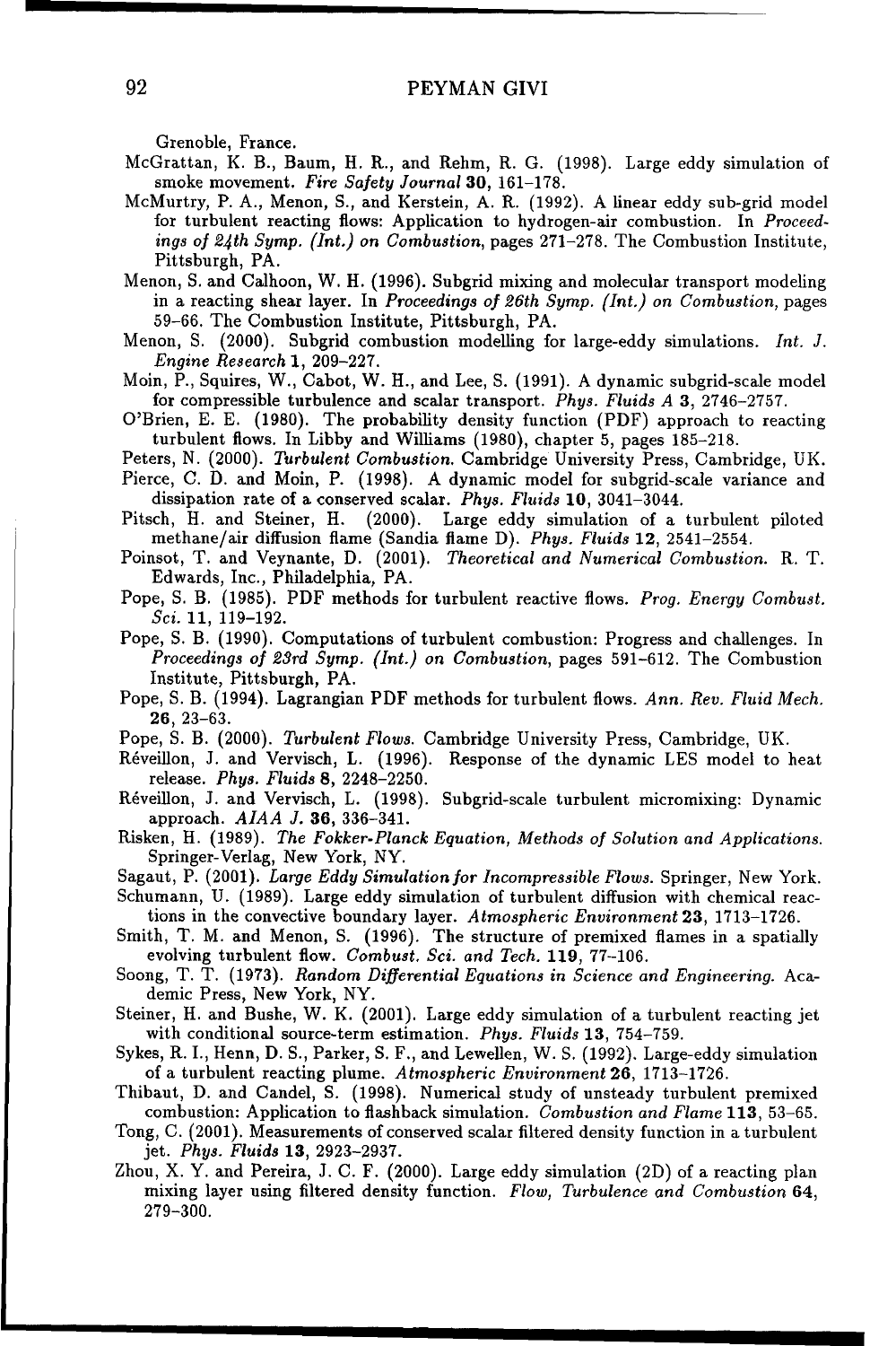Grenoble, France.

McGrattan, K. B., Baum, H. R., and Rehm, R. G. (1998). Large eddy simulation of smoke movement. *Fire Safety Journal* **30**, 161–178.

McMurtry, P. A., Menon, S., and Kerstein, A. R. (1992). A linear eddy sub-grid model for turbulent reacting flows: Application to hydrogen-air combustion. In *Proceedings of 24th Symp. (Int.) on Combustion*, pages 271–278. The Combustion Institute, Pittsburgh, PA.

Menon, S. and Calhoon, W. H. (1996). Subgrid mixing and molecular transport modeling in a reacting shear layer. In *Proceedings of 26th Symp. (Int.) on Combustion*, pages 59–66. The Combustion Institute, Pittsburgh, PA.

Menon, S. (2000). Subgrid combustion modelling for large-eddy simulations. *Int. J. Engine Research* **1**, 209–227.

Moin, P., Squires, W., Cabot, W. H., and Lee, S. (1991). A dynamic subgrid-scale model for compressible turbulence and scalar transport. *Phys. Fluids A* **3**, 2746–2757.

O'Brien, E. E. (1980). The probability density function (PDF) approach to reacting turbulent flows. In Libby and Williams (1980), chapter 5, pages 185–218.

Peters, N. (2000). *Turbulent Combustion.* Cambridge University Press, Cambridge, UK.

Pierce, C. D. and Moin, P. (1998). A dynamic model for subgrid-scale variance and dissipation rate of a conserved scalar. *Phys. Fluids* **10**, 3041–3044.

Pitsch, H. and Steiner, H. (2000). Large eddy simulation of a turbulent piloted methane/air diffusion flame (Sandia flame D). *Phys. Fluids* **12**, 2541–2554.

Poinsot, T. and Veynante, D. (2001). *Theoretical and Numerical Combustion.* R. T. Edwards, Inc., Philadelphia, PA.

Pope, S. B. (1985). PDF methods for turbulent reactive flows. *Prog. Energy Combust. Sci.* **11**, 119–192.

Pope, S. B. (1990). Computations of turbulent combustion: Progress and challenges. In *Proceedings of 23rd Symp. (Int.) on Combustion*, pages 591–612. The Combustion Institute, Pittsburgh, PA.

Pope, S. B. (1994). Lagrangian PDF methods for turbulent flows. *Ann. Rev. Fluid Mech.* **26**, 23–63.

Pope, S. B. (2000). *Turbulent Flows.* Cambridge University Press, Cambridge, UK.

Réveillon, J. and Vervisch, L. (1996). Response of the dynamic LES model to heat release. *Phys. Fluids* **8**, 2248–2250.

Réveillon, J. and Vervisch, L. (1998). Subgrid-scale turbulent micromixing: Dynamic approach. *AIAA J.* **36**, 336–341.

Risken, H. (1989). *The Fokker-Planck Equation, Methods of Solution and Applications.* Springer-Verlag, New York, NY.

Sagaut, P. (2001). *Large Eddy Simulation for Incompressible Flows.* Springer, New York.

Schumann, U. (1989). Large eddy simulation of turbulent diffusion with chemical reactions in the convective boundary layer. *Atmospheric Environment* **23**, 1713–1726.

Smith, T. M. and Menon, S. (1996). The structure of premixed flames in a spatially evolving turbulent flow. *Combust. Sci. and Tech.* **119**, 77–106.

Soong, T. T. (1973). *Random Differential Equations in Science and Engineering.* Academic Press, New York, NY.

Steiner, H. and Bushe, W. K. (2001). Large eddy simulation of a turbulent reacting jet with conditional source-term estimation. *Phys. Fluids* **13**, 754–759.

Sykes, R. I., Henn, D. S., Parker, S. F., and Lewellen, W. S. (1992). Large-eddy simulation of a turbulent reacting plume. *Atmospheric Environment* **26**, 1713–1726.

Thibaut, D. and Candel, S. (1998). Numerical study of unsteady turbulent premixed combustion: Application to flashback simulation. *Combustion and Flame* **113**, 53–65.

Tong, C. (2001). Measurements of conserved scalar filtered density function in a turbulent jet. *Phys. Fluids* **13**, 2923–2937.

Zhou, X. Y. and Pereira, J. C. F. (2000). Large eddy simulation (2D) of a reacting plan mixing layer using filtered density function. *Flow, Turbulence and Combustion* **64**, 279–300.